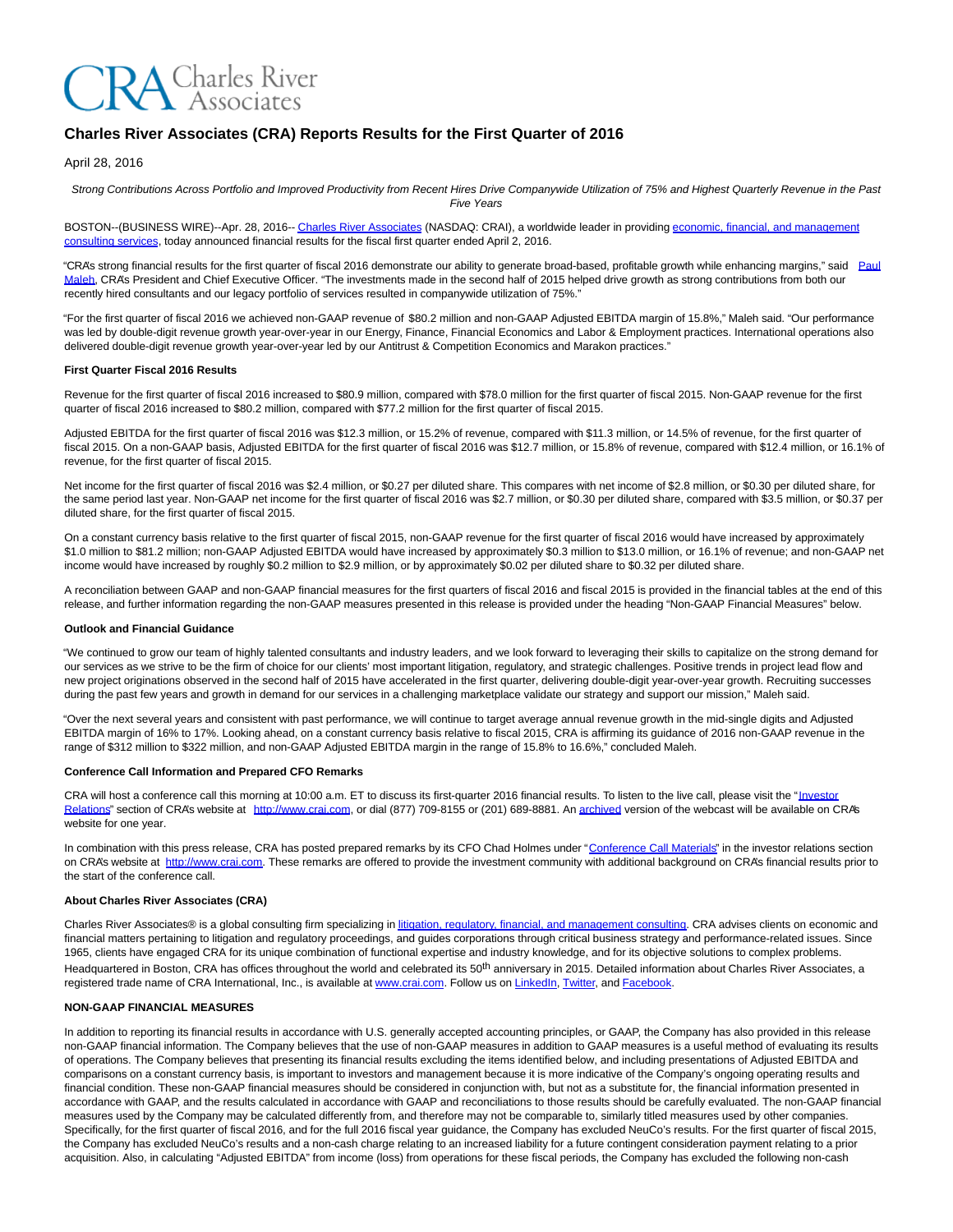# Charles River Associates (CRA) Reports Results for the First Quarter of 2016

April 28, 2016

*Strong Contributions Across Portfolio and Improved Productivity from Recent Hires Drive Companywide Utilization of 75% and Highest Quarterly Revenue in the Past Five Years*

BOSTON--(BUSINESS WIRE)--Apr. 28, 2016-- Charles River Associates (NASDAQ: CRAI), a worldwide leader in providing economic, financial, and management consulting services, today announced financial results for the fiscal first quarter ended April 2, 2016.

"CRA's strong financial results for the first quarter of fiscal 2016 demonstrate our ability to generate broad-based, profitable growth while enhancing margins," said Paul Maleh, CRA's President and Chief Executive Officer. "The investments made in the second half of 2015 helped drive growth as strong contributions from both our recently hired consultants and our legacy portfolio of services resulted in companywide utilization of 75%."

"For the first quarter of fiscal 2016 we achieved non-GAAP revenue of $80.2 million and non-GAAP Adjusted EBITDA margin of 15.8%," Maleh said. "Our performance was led by double-digit revenue growth year-over-year in our Energy, Finance, Financial Economics and Labor & Employment practices. International operations also delivered double-digit revenue growth year-over-year led by our Antitrust & Competition Economics and Marakon practices."

**First Quarter Fiscal 2016 Results**

Revenue for the first quarter of fiscal 2016 increased to $80.9 million, compared with $78.0 million for the first quarter of fiscal 2015. Non-GAAP revenue for the first quarter of fiscal 2016 increased to $80.2 million, compared with $77.2 million for the first quarter of fiscal 2015.

Adjusted EBITDA for the first quarter of fiscal 2016 was $12.3 million, or 15.2% of revenue, compared with $11.3 million, or 14.5% of revenue, for the first quarter of fiscal 2015. On a non-GAAP basis, Adjusted EBITDA for the first quarter of fiscal 2016 was $12.7 million, or 15.8% of revenue, compared with $12.4 million, or 16.1% of revenue, for the first quarter of fiscal 2015.

Net income for the first quarter of fiscal 2016 was $2.4 million, or $0.27 per diluted share. This compares with net income of $2.8 million, or $0.30 per diluted share, for the same period last year. Non-GAAP net income for the first quarter of fiscal 2016 was $2.7 million, or $0.30 per diluted share, compared with $3.5 million, or $0.37 per diluted share, for the first quarter of fiscal 2015.

On a constant currency basis relative to the first quarter of fiscal 2015, non-GAAP revenue for the first quarter of fiscal 2016 would have increased by approximately $1.0 million to $81.2 million; non-GAAP Adjusted EBITDA would have increased by approximately $0.3 million to $13.0 million, or 16.1% of revenue; and non-GAAP net income would have increased by roughly $0.2 million to $2.9 million, or by approximately $0.02 per diluted share to $0.32 per diluted share.

A reconciliation between GAAP and non-GAAP financial measures for the first quarters of fiscal 2016 and fiscal 2015 is provided in the financial tables at the end of this release, and further information regarding the non-GAAP measures presented in this release is provided under the heading "Non-GAAP Financial Measures" below.

**Outlook and Financial Guidance**

"We continued to grow our team of highly talented consultants and industry leaders, and we look forward to leveraging their skills to capitalize on the strong demand for our services as we strive to be the firm of choice for our clients' most important litigation, regulatory, and strategic challenges. Positive trends in project lead flow and new project originations observed in the second half of 2015 have accelerated in the first quarter, delivering double-digit year-over-year growth. Recruiting successes during the past few years and growth in demand for our services in a challenging marketplace validate our strategy and support our mission," Maleh said.

"Over the next several years and consistent with past performance, we will continue to target average annual revenue growth in the mid-single digits and Adjusted EBITDA margin of 16% to 17%. Looking ahead, on a constant currency basis relative to fiscal 2015, CRA is affirming its guidance of 2016 non-GAAP revenue in the range of $312 million to $322 million, and non-GAAP Adjusted EBITDA margin in the range of 15.8% to 16.6%," concluded Maleh.

**Conference Call Information and Prepared CFO Remarks**

CRA will host a conference call this morning at 10:00 a.m. ET to discuss its first-quarter 2016 financial results. To listen to the live call, please visit the "Investor Relations" section of CRA's website at http://www.crai.com, or dial (877) 709-8155 or (201) 689-8881. An archived version of the webcast will be available on CRA's website for one year.

In combination with this press release, CRA has posted prepared remarks by its CFO Chad Holmes under "Conference Call Materials" in the investor relations section on CRA's website at http://www.crai.com. These remarks are offered to provide the investment community with additional background on CRA's financial results prior to the start of the conference call.

**About Charles River Associates (CRA)**

Charles River Associates® is a global consulting firm specializing in litigation, regulatory, financial, and management consulting. CRA advises clients on economic and financial matters pertaining to litigation and regulatory proceedings, and guides corporations through critical business strategy and performance-related issues. Since 1965, clients have engaged CRA for its unique combination of functional expertise and industry knowledge, and for its objective solutions to complex problems. Headquartered in Boston, CRA has offices throughout the world and celebrated its 50th anniversary in 2015. Detailed information about Charles River Associates, a registered trade name of CRA International, Inc., is available at www.crai.com. Follow us on LinkedIn, Twitter, and Facebook.

**NON-GAAP FINANCIAL MEASURES**

In addition to reporting its financial results in accordance with U.S. generally accepted accounting principles, or GAAP, the Company has also provided in this release non-GAAP financial information. The Company believes that the use of non-GAAP measures in addition to GAAP measures is a useful method of evaluating its results of operations. The Company believes that presenting its financial results excluding the items identified below, and including presentations of Adjusted EBITDA and comparisons on a constant currency basis, is important to investors and management because it is more indicative of the Company's ongoing operating results and financial condition. These non-GAAP financial measures should be considered in conjunction with, but not as a substitute for, the financial information presented in accordance with GAAP, and the results calculated in accordance with GAAP and reconciliations to those results should be carefully evaluated. The non-GAAP financial measures used by the Company may be calculated differently from, and therefore may not be comparable to, similarly titled measures used by other companies. Specifically, for the first quarter of fiscal 2016, and for the full 2016 fiscal year guidance, the Company has excluded NeuCo's results. For the first quarter of fiscal 2015, the Company has excluded NeuCo's results and a non-cash charge relating to an increased liability for a future contingent consideration payment relating to a prior acquisition. Also, in calculating "Adjusted EBITDA" from income (loss) from operations for these fiscal periods, the Company has excluded the following non-cash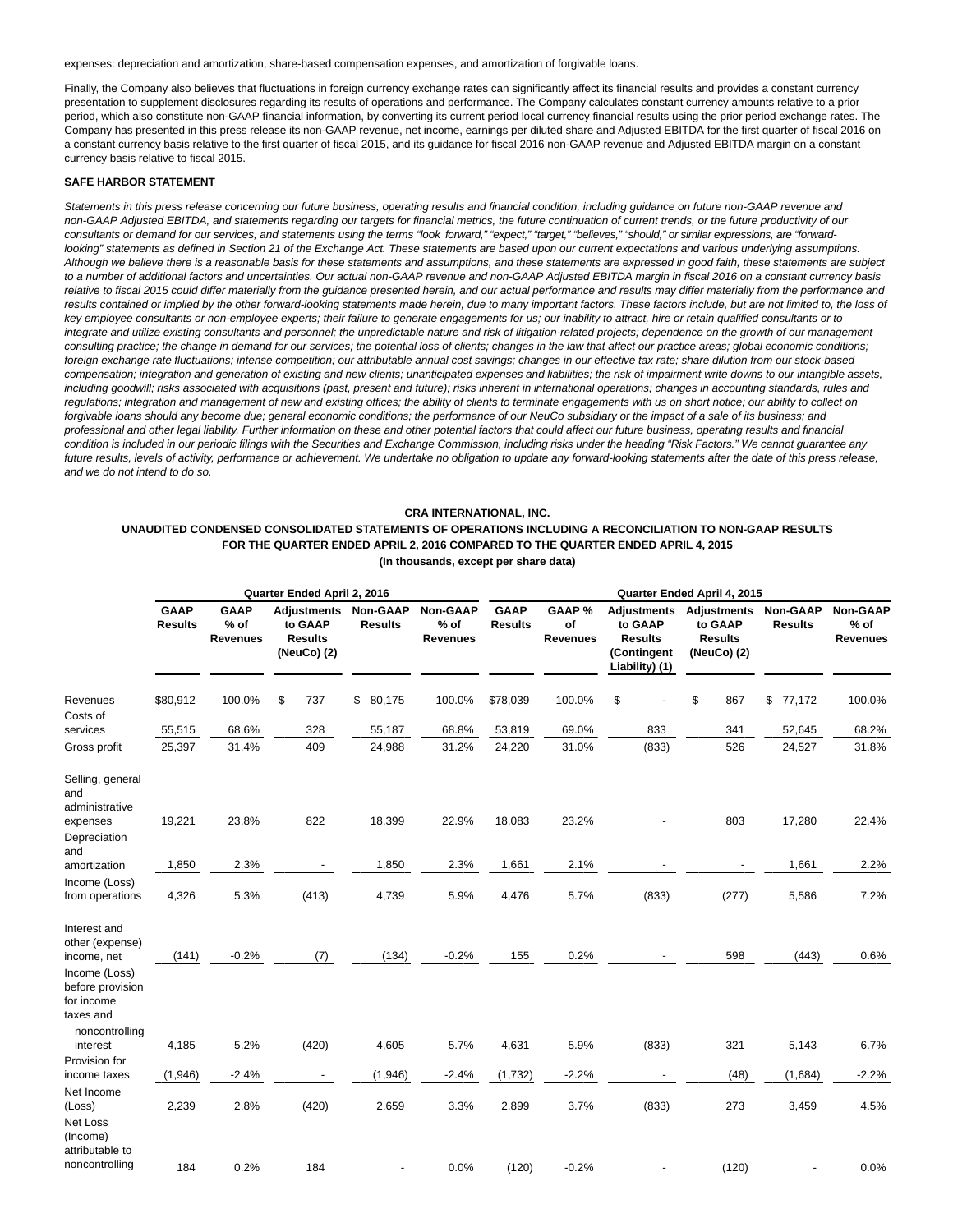expenses: depreciation and amortization, share-based compensation expenses, and amortization of forgivable loans.

Finally, the Company also believes that fluctuations in foreign currency exchange rates can significantly affect its financial results and provides a constant currency presentation to supplement disclosures regarding its results of operations and performance. The Company calculates constant currency amounts relative to a prior period, which also constitute non-GAAP financial information, by converting its current period local currency financial results using the prior period exchange rates. The Company has presented in this press release its non-GAAP revenue, net income, earnings per diluted share and Adjusted EBITDA for the first quarter of fiscal 2016 on a constant currency basis relative to the first quarter of fiscal 2015, and its guidance for fiscal 2016 non-GAAP revenue and Adjusted EBITDA margin on a constant currency basis relative to fiscal 2015.

**SAFE HARBOR STATEMENT**

*Statements in this press release concerning our future business, operating results and financial condition, including guidance on future non-GAAP revenue and non-GAAP Adjusted EBITDA, and statements regarding our targets for financial metrics, the future continuation of current trends, or the future productivity of our consultants or demand for our services, and statements using the terms "look forward," "expect," "target," "believes," "should," or similar expressions, are "forward-looking" statements as defined in Section 21 of the Exchange Act. These statements are based upon our current expectations and various underlying assumptions. Although we believe there is a reasonable basis for these statements and assumptions, and these statements are expressed in good faith, these statements are subject to a number of additional factors and uncertainties. Our actual non-GAAP revenue and non-GAAP Adjusted EBITDA margin in fiscal 2016 on a constant currency basis relative to fiscal 2015 could differ materially from the guidance presented herein, and our actual performance and results may differ materially from the performance and results contained or implied by the other forward-looking statements made herein, due to many important factors. These factors include, but are not limited to, the loss of key employee consultants or non-employee experts; their failure to generate engagements for us; our inability to attract, hire or retain qualified consultants or to integrate and utilize existing consultants and personnel; the unpredictable nature and risk of litigation-related projects; dependence on the growth of our management consulting practice; the change in demand for our services; the potential loss of clients; changes in the law that affect our practice areas; global economic conditions; foreign exchange rate fluctuations; intense competition; our attributable annual cost savings; changes in our effective tax rate; share dilution from our stock-based compensation; integration and generation of existing and new clients; unanticipated expenses and liabilities; the risk of impairment write downs to our intangible assets, including goodwill; risks associated with acquisitions (past, present and future); risks inherent in international operations; changes in accounting standards, rules and regulations; integration and management of new and existing offices; the ability of clients to terminate engagements with us on short notice; our ability to collect on forgivable loans should any become due; general economic conditions; the performance of our NeuCo subsidiary or the impact of a sale of its business; and professional and other legal liability. Further information on these and other potential factors that could affect our future business, operating results and financial condition is included in our periodic filings with the Securities and Exchange Commission, including risks under the heading "Risk Factors." We cannot guarantee any future results, levels of activity, performance or achievement. We undertake no obligation to update any forward-looking statements after the date of this press release, and we do not intend to do so.*

**CRA INTERNATIONAL, INC.**
**UNAUDITED CONDENSED CONSOLIDATED STATEMENTS OF OPERATIONS INCLUDING A RECONCILIATION TO NON-GAAP RESULTS**
**FOR THE QUARTER ENDED APRIL 2, 2016 COMPARED TO THE QUARTER ENDED APRIL 4, 2015**
**(In thousands, except per share data)**

| | Quarter Ended April 2, 2016 | | | | | Quarter Ended April 4, 2015 | | | | | |
|---|---|---|---|---|---|---|---|---|---|---|---|
| | GAAP Results | GAAP % of Revenues | Adjustments to GAAP Results (NeuCo) (2) | Non-GAAP Results | Non-GAAP % of Revenues | GAAP Results | GAAP % of Revenues | Adjustments to GAAP Results (Contingent Liability) (1) | Adjustments to GAAP Results (NeuCo) (2) | Non-GAAP Results | Non-GAAP % of Revenues |
| Revenues | $80,912 | 100.0% | $ 737 | $ 80,175 | 100.0% | $78,039 | 100.0% | $ - | $ 867 | $ 77,172 | 100.0% |
| Costs of services | 55,515 | 68.6% | 328 | 55,187 | 68.8% | 53,819 | 69.0% | 833 | 341 | 52,645 | 68.2% |
| Gross profit | 25,397 | 31.4% | 409 | 24,988 | 31.2% | 24,220 | 31.0% | (833) | 526 | 24,527 | 31.8% |
| Selling, general and administrative expenses | 19,221 | 23.8% | 822 | 18,399 | 22.9% | 18,083 | 23.2% | - | 803 | 17,280 | 22.4% |
| Depreciation and amortization | 1,850 | 2.3% | - | 1,850 | 2.3% | 1,661 | 2.1% | - | - | 1,661 | 2.2% |
| Income (Loss) from operations | 4,326 | 5.3% | (413) | 4,739 | 5.9% | 4,476 | 5.7% | (833) | (277) | 5,586 | 7.2% |
| Interest and other (expense) income, net | (141) | -0.2% | (7) | (134) | -0.2% | 155 | 0.2% | - | 598 | (443) | 0.6% |
| Income (Loss) before provision for income taxes and noncontrolling interest | 4,185 | 5.2% | (420) | 4,605 | 5.7% | 4,631 | 5.9% | (833) | 321 | 5,143 | 6.7% |
| Provision for income taxes | (1,946) | -2.4% | - | (1,946) | -2.4% | (1,732) | -2.2% | - | (48) | (1,684) | -2.2% |
| Net Income (Loss) | 2,239 | 2.8% | (420) | 2,659 | 3.3% | 2,899 | 3.7% | (833) | 273 | 3,459 | 4.5% |
| Net Loss (Income) attributable to noncontrolling | 184 | 0.2% | 184 | - | 0.0% | (120) | -0.2% | - | (120) | - | 0.0% |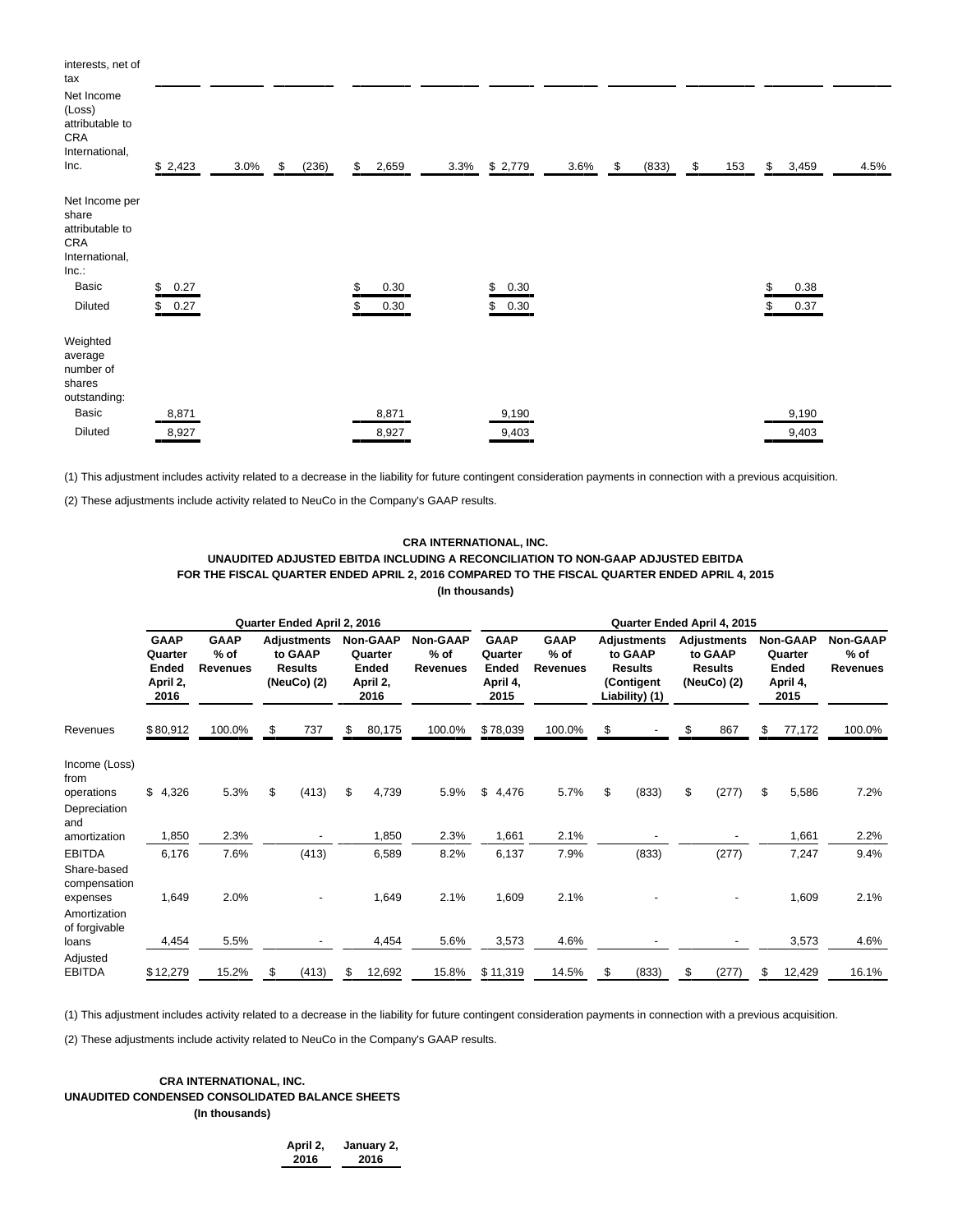| | | | | | | | | | | | |
|---|---|---|---|---|---|---|---|---|---|---|---|
| interests, net of tax | | | | | | | | | | | |
| Net Income (Loss) attributable to CRA International, Inc. | $ 2,423 | 3.0% | $ (236) | $ 2,659 | 3.3% | $ 2,779 | 3.6% | $ (833) | $ 153 | $ 3,459 | 4.5% |
| Net Income per share attributable to CRA International, Inc.: | | | | | | | | | | | |
| Basic | $ 0.27 | | | $ 0.30 | | $ 0.30 | | | | $ 0.38 | |
| Diluted | $ 0.27 | | | $ 0.30 | | $ 0.30 | | | | $ 0.37 | |
| Weighted average number of shares outstanding: | | | | | | | | | | | |
| Basic | 8,871 | | | 8,871 | | 9,190 | | | | 9,190 | |
| Diluted | 8,927 | | | 8,927 | | 9,403 | | | | 9,403 | |

(1) This adjustment includes activity related to a decrease in the liability for future contingent consideration payments in connection with a previous acquisition.

(2) These adjustments include activity related to NeuCo in the Company's GAAP results.

**CRA INTERNATIONAL, INC.**
**UNAUDITED ADJUSTED EBITDA INCLUDING A RECONCILIATION TO NON-GAAP ADJUSTED EBITDA**
**FOR THE FISCAL QUARTER ENDED APRIL 2, 2016 COMPARED TO THE FISCAL QUARTER ENDED APRIL 4, 2015**
**(In thousands)**

| | Quarter Ended April 2, 2016 | | | | | Quarter Ended April 4, 2015 | | | | | |
|---|---|---|---|---|---|---|---|---|---|---|---|
| | GAAP Quarter Ended April 2, 2016 | GAAP % of Revenues | Adjustments to GAAP Results (NeuCo) (2) | Non-GAAP Quarter Ended April 2, 2016 | Non-GAAP % of Revenues | GAAP Quarter Ended April 4, 2015 | GAAP % of Revenues | Adjustments to GAAP Results (Contigent Liability) (1) | Adjustments to GAAP Results (NeuCo) (2) | Non-GAAP Quarter Ended April 4, 2015 | Non-GAAP % of Revenues |
| Revenues | $ 80,912 | 100.0% | $ 737 | $ 80,175 | 100.0% | $ 78,039 | 100.0% | $ - | $ 867 | $ 77,172 | 100.0% |
| Income (Loss) from operations | $ 4,326 | 5.3% | $ (413) | $ 4,739 | 5.9% | $ 4,476 | 5.7% | $ (833) | $ (277) | $ 5,586 | 7.2% |
| Depreciation and amortization | 1,850 | 2.3% | - | 1,850 | 2.3% | 1,661 | 2.1% | - | - | 1,661 | 2.2% |
| EBITDA | 6,176 | 7.6% | (413) | 6,589 | 8.2% | 6,137 | 7.9% | (833) | (277) | 7,247 | 9.4% |
| Share-based compensation expenses | 1,649 | 2.0% | - | 1,649 | 2.1% | 1,609 | 2.1% | - | - | 1,609 | 2.1% |
| Amortization of forgivable loans | 4,454 | 5.5% | - | 4,454 | 5.6% | 3,573 | 4.6% | - | - | 3,573 | 4.6% |
| Adjusted EBITDA | $ 12,279 | 15.2% | $ (413) | $ 12,692 | 15.8% | $ 11,319 | 14.5% | $ (833) | $ (277) | $ 12,429 | 16.1% |

(1) This adjustment includes activity related to a decrease in the liability for future contingent consideration payments in connection with a previous acquisition.

(2) These adjustments include activity related to NeuCo in the Company's GAAP results.

**CRA INTERNATIONAL, INC.**
**UNAUDITED CONDENSED CONSOLIDATED BALANCE SHEETS**
**(In thousands)**

| | April 2, 2016 | January 2, 2016 |
|---|---|---|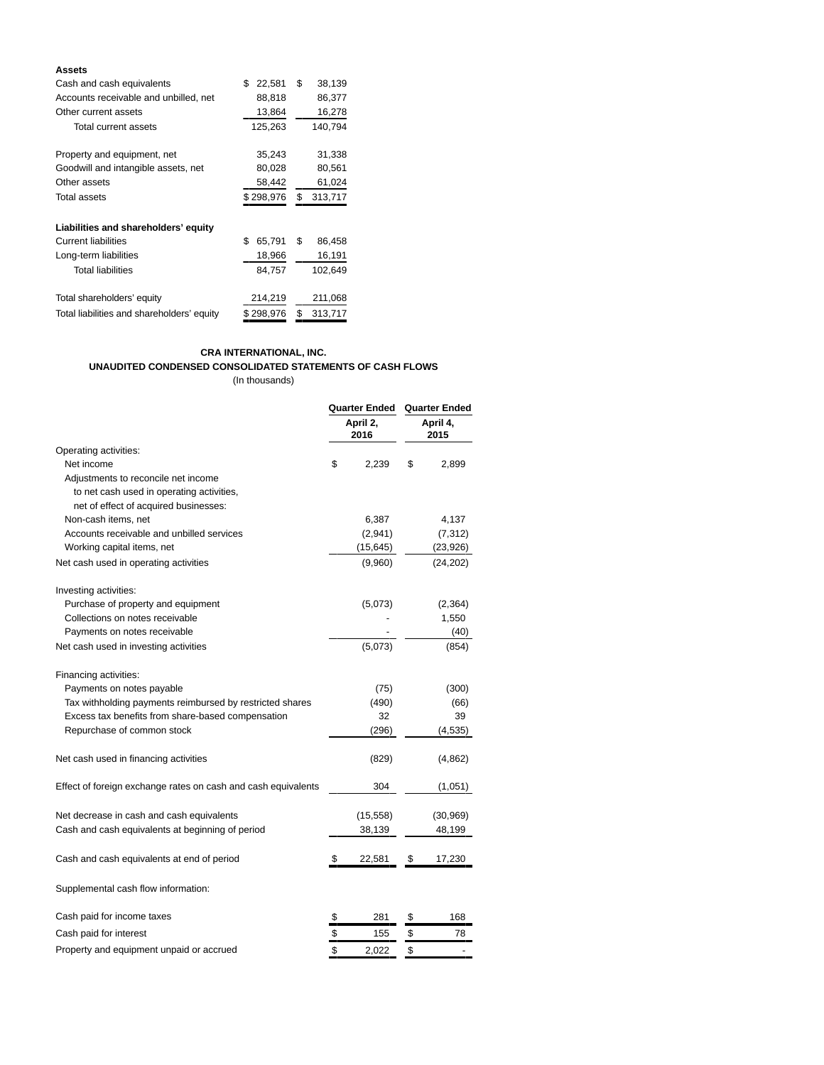| **Assets** | | |
|---|---|---|
| Cash and cash equivalents | $ 22,581 | $ 38,139 |
| Accounts receivable and unbilled, net | 88,818 | 86,377 |
| Other current assets | 13,864 | 16,278 |
| Total current assets | 125,263 | 140,794 |
| | | |
| Property and equipment, net | 35,243 | 31,338 |
| Goodwill and intangible assets, net | 80,028 | 80,561 |
| Other assets | 58,442 | 61,024 |
| Total assets | $ 298,976 | $ 313,717 |
| | | |
| **Liabilities and shareholders' equity** | | |
| Current liabilities | $ 65,791 | $ 86,458 |
| Long-term liabilities | 18,966 | 16,191 |
| Total liabilities | 84,757 | 102,649 |
| | | |
| Total shareholders' equity | 214,219 | 211,068 |
| Total liabilities and shareholders' equity | $ 298,976 | $ 313,717 |

**CRA INTERNATIONAL, INC.**

**UNAUDITED CONDENSED CONSOLIDATED STATEMENTS OF CASH FLOWS**

(In thousands)

| | Quarter Ended April 2, 2016 | Quarter Ended April 4, 2015 |
|---|---|---|
| Operating activities: | | |
| Net income | $ 2,239 | $ 2,899 |
| Adjustments to reconcile net income to net cash used in operating activities, net of effect of acquired businesses: | | |
| Non-cash items, net | 6,387 | 4,137 |
| Accounts receivable and unbilled services | (2,941) | (7,312) |
| Working capital items, net | (15,645) | (23,926) |
| Net cash used in operating activities | (9,960) | (24,202) |
| | | |
| Investing activities: | | |
| Purchase of property and equipment | (5,073) | (2,364) |
| Collections on notes receivable | - | 1,550 |
| Payments on notes receivable | - | (40) |
| Net cash used in investing activities | (5,073) | (854) |
| | | |
| Financing activities: | | |
| Payments on notes payable | (75) | (300) |
| Tax withholding payments reimbursed by restricted shares | (490) | (66) |
| Excess tax benefits from share-based compensation | 32 | 39 |
| Repurchase of common stock | (296) | (4,535) |
| | | |
| Net cash used in financing activities | (829) | (4,862) |
| | | |
| Effect of foreign exchange rates on cash and cash equivalents | 304 | (1,051) |
| | | |
| Net decrease in cash and cash equivalents | (15,558) | (30,969) |
| Cash and cash equivalents at beginning of period | 38,139 | 48,199 |
| | | |
| Cash and cash equivalents at end of period | $ 22,581 | $ 17,230 |
| | | |
| Supplemental cash flow information: | | |
| | | |
| Cash paid for income taxes | $ 281 | $ 168 |
| Cash paid for interest | $ 155 | $ 78 |
| Property and equipment unpaid or accrued | $ 2,022 | $ - |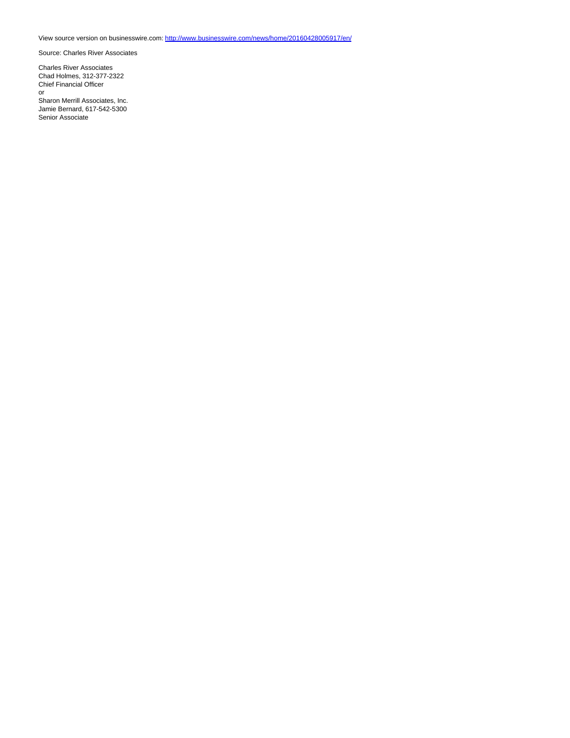View source version on businesswire.com: http://www.businesswire.com/news/home/20160428005917/en/

Source: Charles River Associates

Charles River Associates
Chad Holmes, 312-377-2322
Chief Financial Officer
or
Sharon Merrill Associates, Inc.
Jamie Bernard, 617-542-5300
Senior Associate